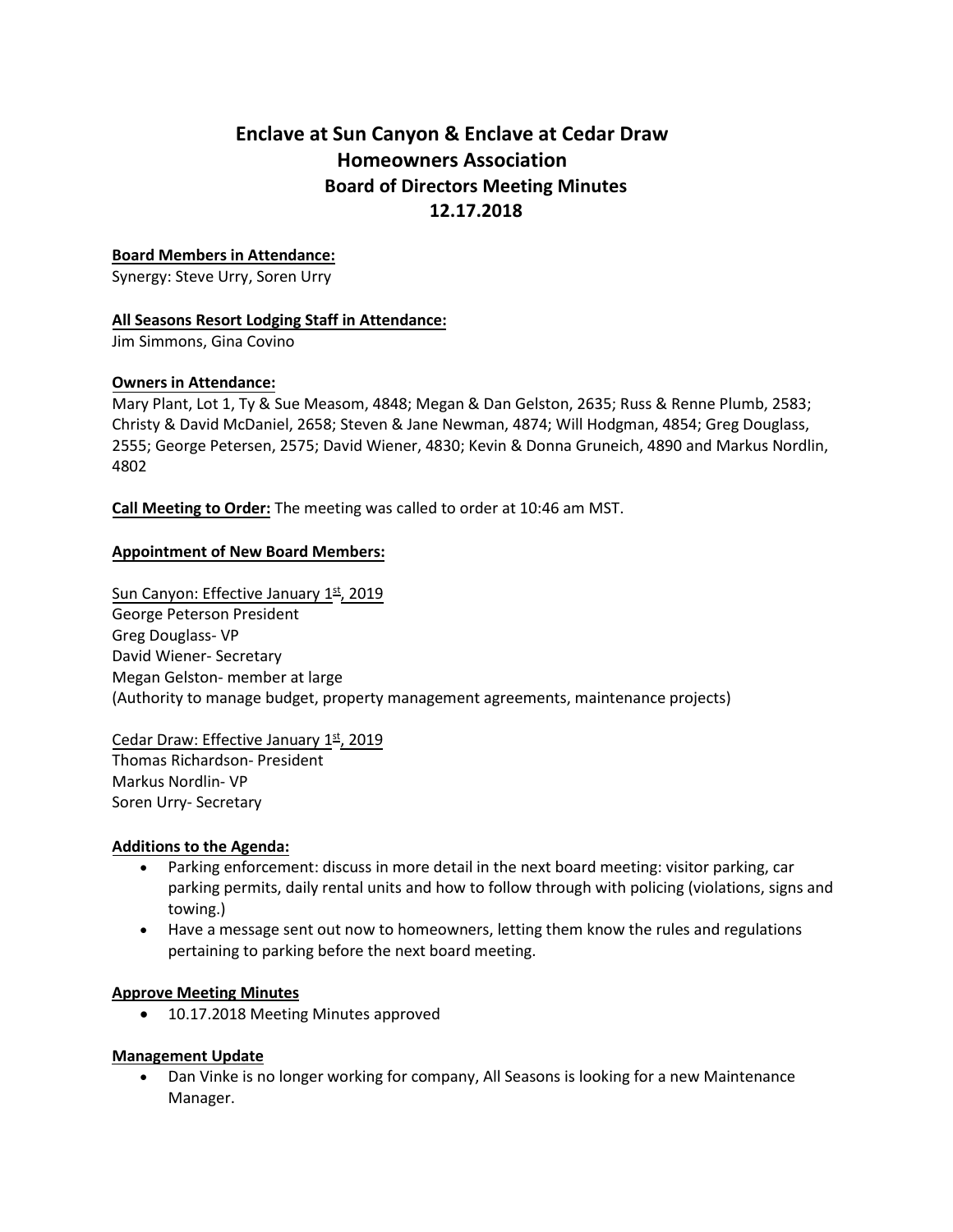# Enclave at Sun Canyon & Enclave at Cedar Draw
## Homeowners Association
### Board of Directors Meeting Minutes
### 12.17.2018

**Board Members in Attendance:**
Synergy: Steve Urry, Soren Urry

**All Seasons Resort Lodging Staff in Attendance:**
Jim Simmons, Gina Covino

**Owners in Attendance:**
Mary Plant, Lot 1, Ty & Sue Measom, 4848; Megan & Dan Gelston, 2635; Russ & Renne Plumb, 2583; Christy & David McDaniel, 2658; Steven & Jane Newman, 4874; Will Hodgman, 4854; Greg Douglass, 2555; George Petersen, 2575; David Wiener, 4830; Kevin & Donna Gruneich, 4890 and Markus Nordlin, 4802

**Call Meeting to Order:** The meeting was called to order at 10:46 am MST.

**Appointment of New Board Members:**

Sun Canyon: Effective January 1st, 2019
George Peterson President
Greg Douglass- VP
David Wiener- Secretary
Megan Gelston- member at large
(Authority to manage budget, property management agreements, maintenance projects)

Cedar Draw: Effective January 1st, 2019
Thomas Richardson- President
Markus Nordlin- VP
Soren Urry- Secretary

**Additions to the Agenda:**

- Parking enforcement: discuss in more detail in the next board meeting: visitor parking, car parking permits, daily rental units and how to follow through with policing (violations, signs and towing.)
- Have a message sent out now to homeowners, letting them know the rules and regulations pertaining to parking before the next board meeting.

**Approve Meeting Minutes**

- 10.17.2018 Meeting Minutes approved

**Management Update**

- Dan Vinke is no longer working for company, All Seasons is looking for a new Maintenance Manager.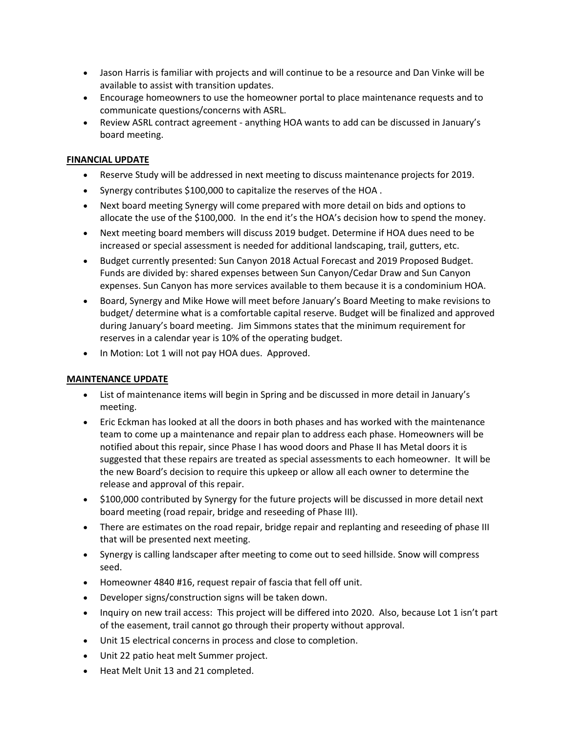- Jason Harris is familiar with projects and will continue to be a resource and Dan Vinke will be available to assist with transition updates.
- Encourage homeowners to use the homeowner portal to place maintenance requests and to communicate questions/concerns with ASRL.
- Review ASRL contract agreement - anything HOA wants to add can be discussed in January's board meeting.

**FINANCIAL UPDATE**

- Reserve Study will be addressed in next meeting to discuss maintenance projects for 2019.
- Synergy contributes $100,000 to capitalize the reserves of the HOA .
- Next board meeting Synergy will come prepared with more detail on bids and options to allocate the use of the $100,000. In the end it's the HOA's decision how to spend the money.
- Next meeting board members will discuss 2019 budget. Determine if HOA dues need to be increased or special assessment is needed for additional landscaping, trail, gutters, etc.
- Budget currently presented: Sun Canyon 2018 Actual Forecast and 2019 Proposed Budget. Funds are divided by: shared expenses between Sun Canyon/Cedar Draw and Sun Canyon expenses. Sun Canyon has more services available to them because it is a condominium HOA.
- Board, Synergy and Mike Howe will meet before January's Board Meeting to make revisions to budget/ determine what is a comfortable capital reserve. Budget will be finalized and approved during January's board meeting. Jim Simmons states that the minimum requirement for reserves in a calendar year is 10% of the operating budget.
- In Motion: Lot 1 will not pay HOA dues. Approved.

**MAINTENANCE UPDATE**

- List of maintenance items will begin in Spring and be discussed in more detail in January's meeting.
- Eric Eckman has looked at all the doors in both phases and has worked with the maintenance team to come up a maintenance and repair plan to address each phase. Homeowners will be notified about this repair, since Phase I has wood doors and Phase II has Metal doors it is suggested that these repairs are treated as special assessments to each homeowner. It will be the new Board's decision to require this upkeep or allow all each owner to determine the release and approval of this repair.
- $100,000 contributed by Synergy for the future projects will be discussed in more detail next board meeting (road repair, bridge and reseeding of Phase III).
- There are estimates on the road repair, bridge repair and replanting and reseeding of phase III that will be presented next meeting.
- Synergy is calling landscaper after meeting to come out to seed hillside. Snow will compress seed.
- Homeowner 4840 #16, request repair of fascia that fell off unit.
- Developer signs/construction signs will be taken down.
- Inquiry on new trail access: This project will be differed into 2020. Also, because Lot 1 isn't part of the easement, trail cannot go through their property without approval.
- Unit 15 electrical concerns in process and close to completion.
- Unit 22 patio heat melt Summer project.
- Heat Melt Unit 13 and 21 completed.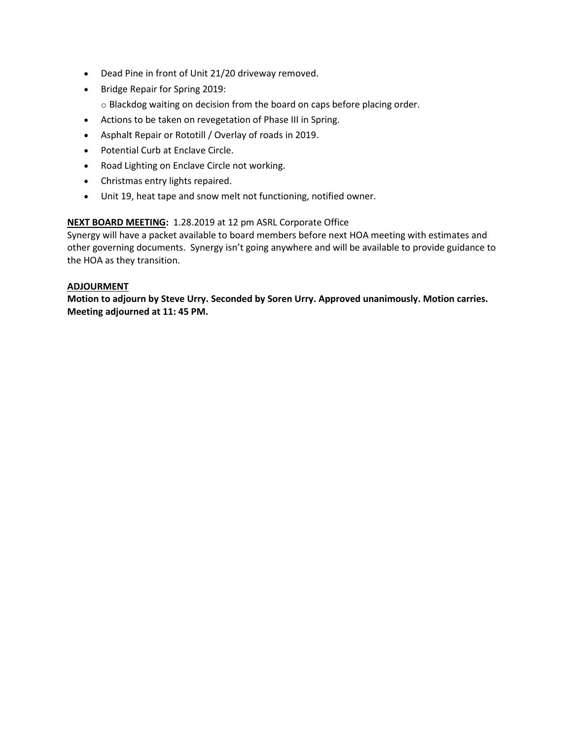- Dead Pine in front of Unit 21/20 driveway removed.
- Bridge Repair for Spring 2019:
  - Blackdog waiting on decision from the board on caps before placing order.
- Actions to be taken on revegetation of Phase III in Spring.
- Asphalt Repair or Rototill / Overlay of roads in 2019.
- Potential Curb at Enclave Circle.
- Road Lighting on Enclave Circle not working.
- Christmas entry lights repaired.
- Unit 19, heat tape and snow melt not functioning, notified owner.

**NEXT BOARD MEETING:** 1.28.2019 at 12 pm ASRL Corporate Office
Synergy will have a packet available to board members before next HOA meeting with estimates and other governing documents. Synergy isn't going anywhere and will be available to provide guidance to the HOA as they transition.

**ADJOURMENT**

**Motion to adjourn by Steve Urry. Seconded by Soren Urry. Approved unanimously. Motion carries. Meeting adjourned at 11: 45 PM.**